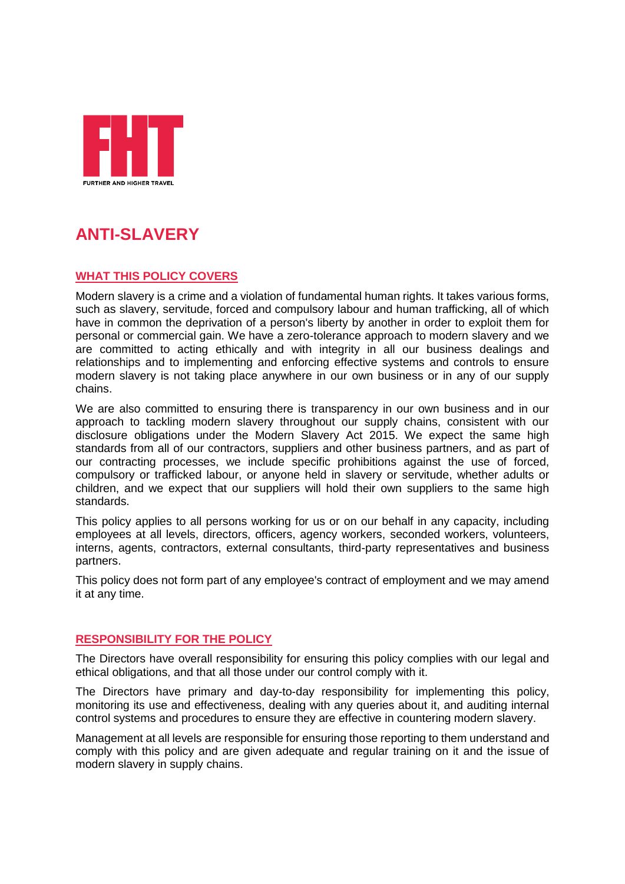FHT

FURTHER AND HIGHER TRAVEL

# ANTI-SLAVERY

## WHAT THIS POLICY COVERS

Modern slavery is a crime and a violation of fundamental human rights. It takes various forms, such as slavery, servitude, forced and compulsory labour and human trafficking, all of which have in common the deprivation of a person's liberty by another in order to exploit them for personal or commercial gain. We have a zero-tolerance approach to modern slavery and we are committed to acting ethically and with integrity in all our business dealings and relationships and to implementing and enforcing effective systems and controls to ensure modern slavery is not taking place anywhere in our own business or in any of our supply chains.

We are also committed to ensuring there is transparency in our own business and in our approach to tackling modern slavery throughout our supply chains, consistent with our disclosure obligations under the Modern Slavery Act 2015. We expect the same high standards from all of our contractors, suppliers and other business partners, and as part of our contracting processes, we include specific prohibitions against the use of forced, compulsory or trafficked labour, or anyone held in slavery or servitude, whether adults or children, and we expect that our suppliers will hold their own suppliers to the same high standards.

This policy applies to all persons working for us or on our behalf in any capacity, including employees at all levels, directors, officers, agency workers, seconded workers, volunteers, interns, agents, contractors, external consultants, third-party representatives and business partners.

This policy does not form part of any employee's contract of employment and we may amend it at any time.

## RESPONSIBILITY FOR THE POLICY

The Directors have overall responsibility for ensuring this policy complies with our legal and ethical obligations, and that all those under our control comply with it.

The Directors have primary and day-to-day responsibility for implementing this policy, monitoring its use and effectiveness, dealing with any queries about it, and auditing internal control systems and procedures to ensure they are effective in countering modern slavery.

Management at all levels are responsible for ensuring those reporting to them understand and comply with this policy and are given adequate and regular training on it and the issue of modern slavery in supply chains.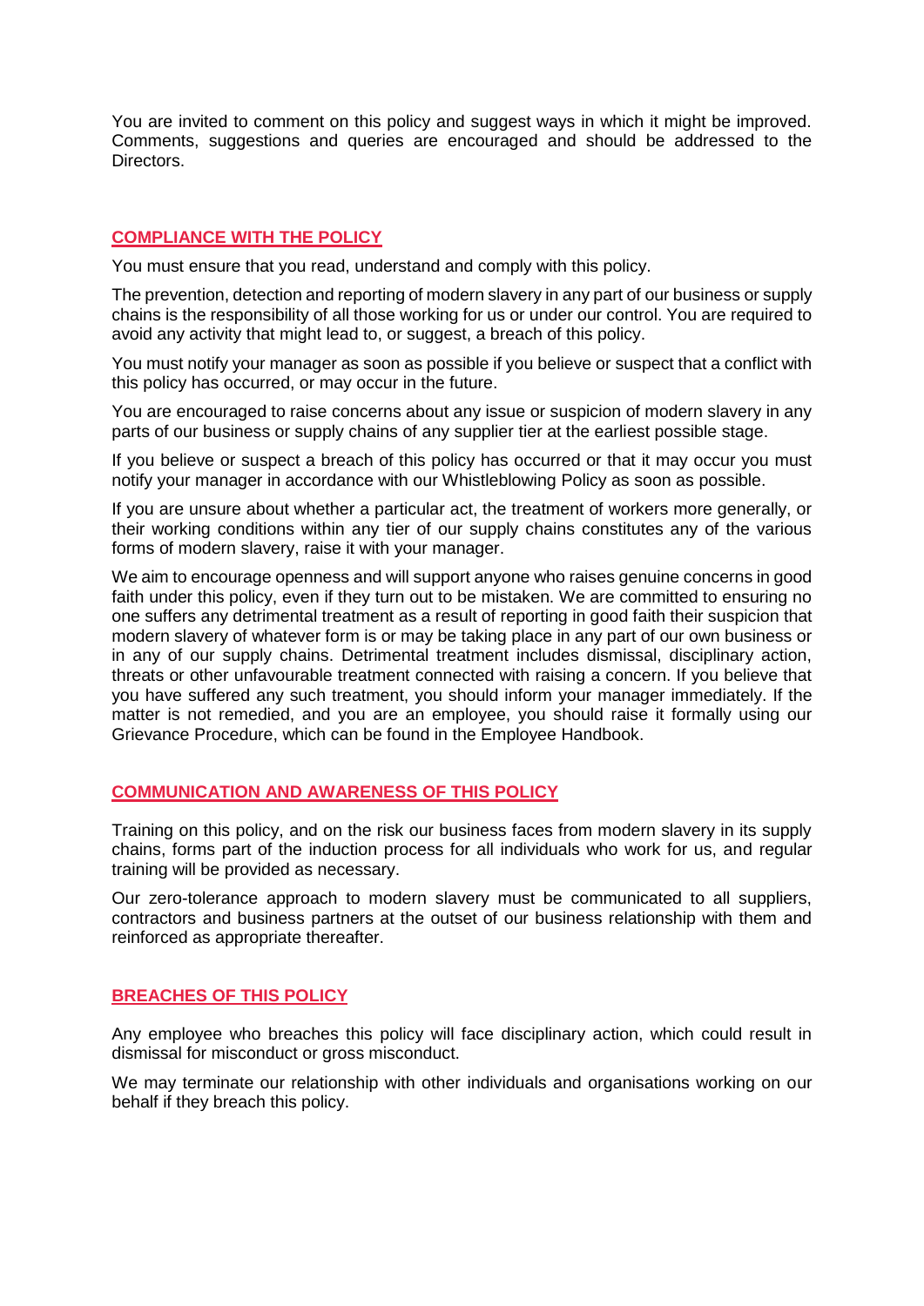You are invited to comment on this policy and suggest ways in which it might be improved. Comments, suggestions and queries are encouraged and should be addressed to the Directors.

## COMPLIANCE WITH THE POLICY

You must ensure that you read, understand and comply with this policy.

The prevention, detection and reporting of modern slavery in any part of our business or supply chains is the responsibility of all those working for us or under our control. You are required to avoid any activity that might lead to, or suggest, a breach of this policy.

You must notify your manager as soon as possible if you believe or suspect that a conflict with this policy has occurred, or may occur in the future.

You are encouraged to raise concerns about any issue or suspicion of modern slavery in any parts of our business or supply chains of any supplier tier at the earliest possible stage.

If you believe or suspect a breach of this policy has occurred or that it may occur you must notify your manager in accordance with our Whistleblowing Policy as soon as possible.

If you are unsure about whether a particular act, the treatment of workers more generally, or their working conditions within any tier of our supply chains constitutes any of the various forms of modern slavery, raise it with your manager.

We aim to encourage openness and will support anyone who raises genuine concerns in good faith under this policy, even if they turn out to be mistaken. We are committed to ensuring no one suffers any detrimental treatment as a result of reporting in good faith their suspicion that modern slavery of whatever form is or may be taking place in any part of our own business or in any of our supply chains. Detrimental treatment includes dismissal, disciplinary action, threats or other unfavourable treatment connected with raising a concern. If you believe that you have suffered any such treatment, you should inform your manager immediately. If the matter is not remedied, and you are an employee, you should raise it formally using our Grievance Procedure, which can be found in the Employee Handbook.

## COMMUNICATION AND AWARENESS OF THIS POLICY

Training on this policy, and on the risk our business faces from modern slavery in its supply chains, forms part of the induction process for all individuals who work for us, and regular training will be provided as necessary.

Our zero-tolerance approach to modern slavery must be communicated to all suppliers, contractors and business partners at the outset of our business relationship with them and reinforced as appropriate thereafter.

## BREACHES OF THIS POLICY

Any employee who breaches this policy will face disciplinary action, which could result in dismissal for misconduct or gross misconduct.

We may terminate our relationship with other individuals and organisations working on our behalf if they breach this policy.